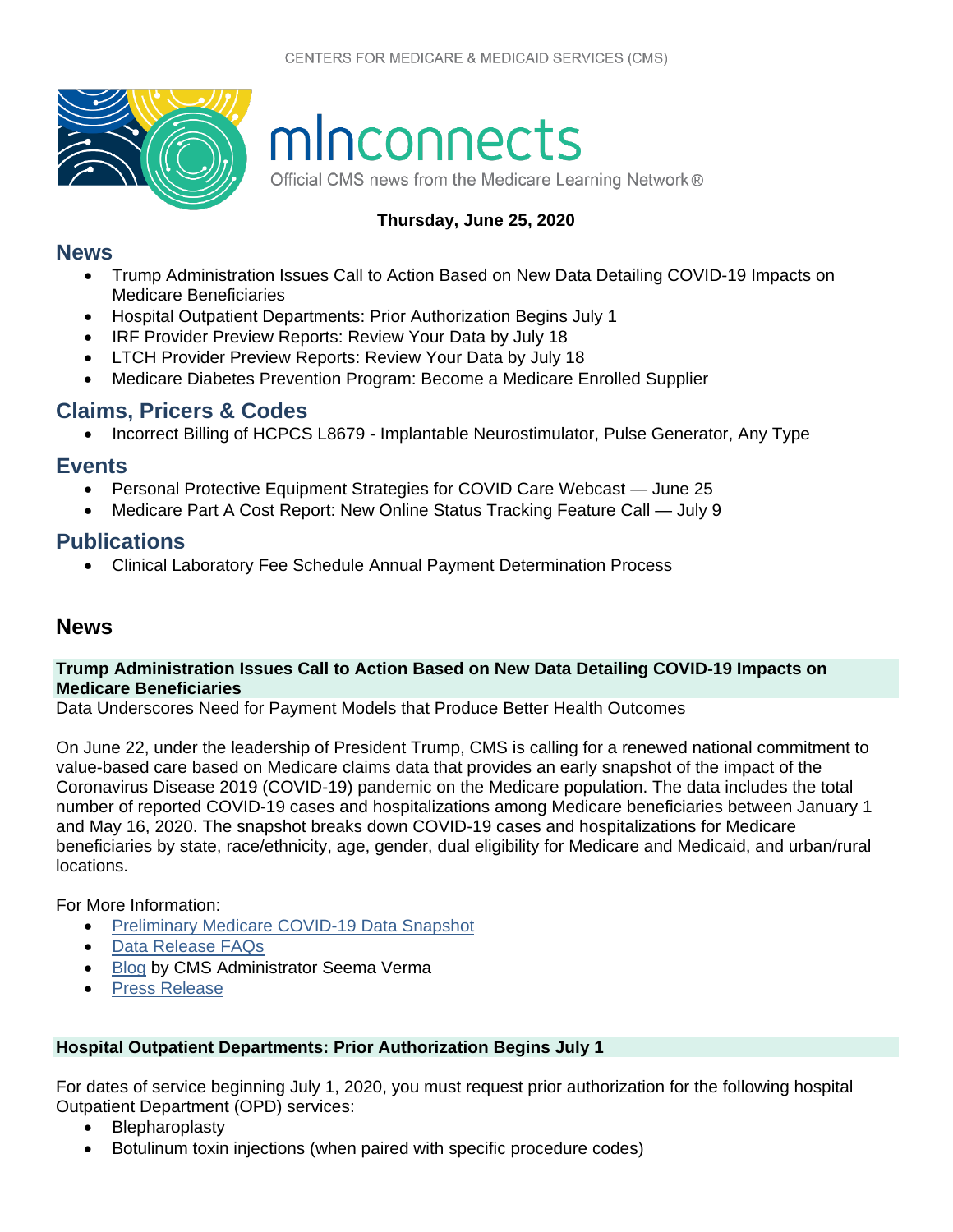# mlnconnects

Official CMS news from the Medicare Learning Network®

**Thursday, June 25, 2020**

## News

- Trump Administration Issues Call to Action Based on New Data Detailing COVID-19 Impacts on Medicare Beneficiaries
- Hospital Outpatient Departments: Prior Authorization Begins July 1
- IRF Provider Preview Reports: Review Your Data by July 18
- LTCH Provider Preview Reports: Review Your Data by July 18
- Medicare Diabetes Prevention Program: Become a Medicare Enrolled Supplier

## Claims, Pricers & Codes

- Incorrect Billing of HCPCS L8679 - Implantable Neurostimulator, Pulse Generator, Any Type

## Events

- Personal Protective Equipment Strategies for COVID Care Webcast — June 25
- Medicare Part A Cost Report: New Online Status Tracking Feature Call — July 9

## Publications

- Clinical Laboratory Fee Schedule Annual Payment Determination Process

## News

### Trump Administration Issues Call to Action Based on New Data Detailing COVID-19 Impacts on Medicare Beneficiaries

Data Underscores Need for Payment Models that Produce Better Health Outcomes

On June 22, under the leadership of President Trump, CMS is calling for a renewed national commitment to value-based care based on Medicare claims data that provides an early snapshot of the impact of the Coronavirus Disease 2019 (COVID-19) pandemic on the Medicare population. The data includes the total number of reported COVID-19 cases and hospitalizations among Medicare beneficiaries between January 1 and May 16, 2020. The snapshot breaks down COVID-19 cases and hospitalizations for Medicare beneficiaries by state, race/ethnicity, age, gender, dual eligibility for Medicare and Medicaid, and urban/rural locations.

For More Information:

- Preliminary Medicare COVID-19 Data Snapshot
- Data Release FAQs
- Blog by CMS Administrator Seema Verma
- Press Release

### Hospital Outpatient Departments: Prior Authorization Begins July 1

For dates of service beginning July 1, 2020, you must request prior authorization for the following hospital Outpatient Department (OPD) services:

- Blepharoplasty
- Botulinum toxin injections (when paired with specific procedure codes)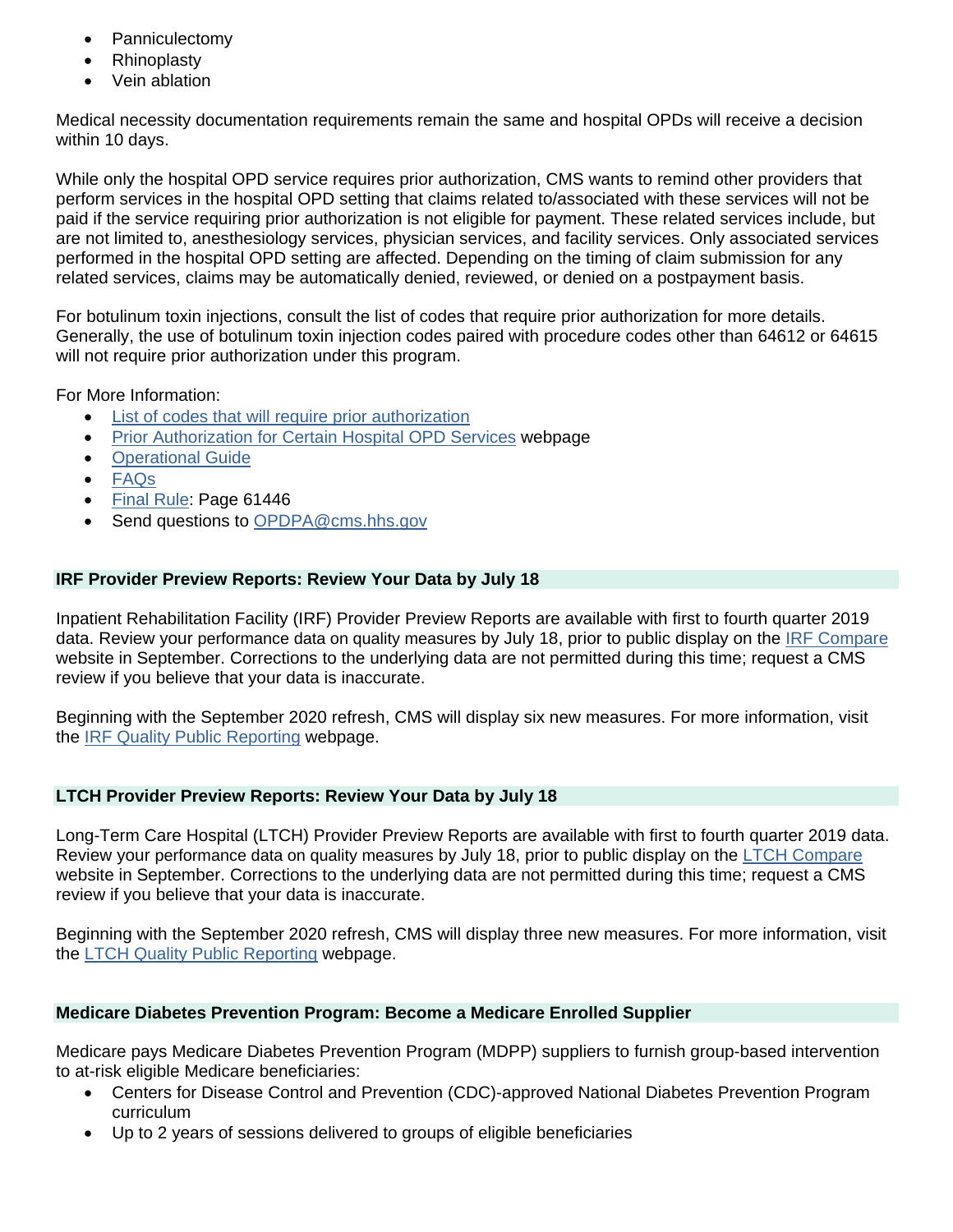- Panniculectomy
- Rhinoplasty
- Vein ablation

Medical necessity documentation requirements remain the same and hospital OPDs will receive a decision within 10 days.

While only the hospital OPD service requires prior authorization, CMS wants to remind other providers that perform services in the hospital OPD setting that claims related to/associated with these services will not be paid if the service requiring prior authorization is not eligible for payment. These related services include, but are not limited to, anesthesiology services, physician services, and facility services. Only associated services performed in the hospital OPD setting are affected. Depending on the timing of claim submission for any related services, claims may be automatically denied, reviewed, or denied on a postpayment basis.

For botulinum toxin injections, consult the list of codes that require prior authorization for more details. Generally, the use of botulinum toxin injection codes paired with procedure codes other than 64612 or 64615 will not require prior authorization under this program.

For More Information:

- List of codes that will require prior authorization
- Prior Authorization for Certain Hospital OPD Services webpage
- Operational Guide
- FAQs
- Final Rule: Page 61446
- Send questions to OPDPA@cms.hhs.gov

## IRF Provider Preview Reports: Review Your Data by July 18

Inpatient Rehabilitation Facility (IRF) Provider Preview Reports are available with first to fourth quarter 2019 data. Review your performance data on quality measures by July 18, prior to public display on the IRF Compare website in September. Corrections to the underlying data are not permitted during this time; request a CMS review if you believe that your data is inaccurate.

Beginning with the September 2020 refresh, CMS will display six new measures. For more information, visit the IRF Quality Public Reporting webpage.

## LTCH Provider Preview Reports: Review Your Data by July 18

Long-Term Care Hospital (LTCH) Provider Preview Reports are available with first to fourth quarter 2019 data. Review your performance data on quality measures by July 18, prior to public display on the LTCH Compare website in September. Corrections to the underlying data are not permitted during this time; request a CMS review if you believe that your data is inaccurate.

Beginning with the September 2020 refresh, CMS will display three new measures. For more information, visit the LTCH Quality Public Reporting webpage.

## Medicare Diabetes Prevention Program: Become a Medicare Enrolled Supplier

Medicare pays Medicare Diabetes Prevention Program (MDPP) suppliers to furnish group-based intervention to at-risk eligible Medicare beneficiaries:

- Centers for Disease Control and Prevention (CDC)-approved National Diabetes Prevention Program curriculum
- Up to 2 years of sessions delivered to groups of eligible beneficiaries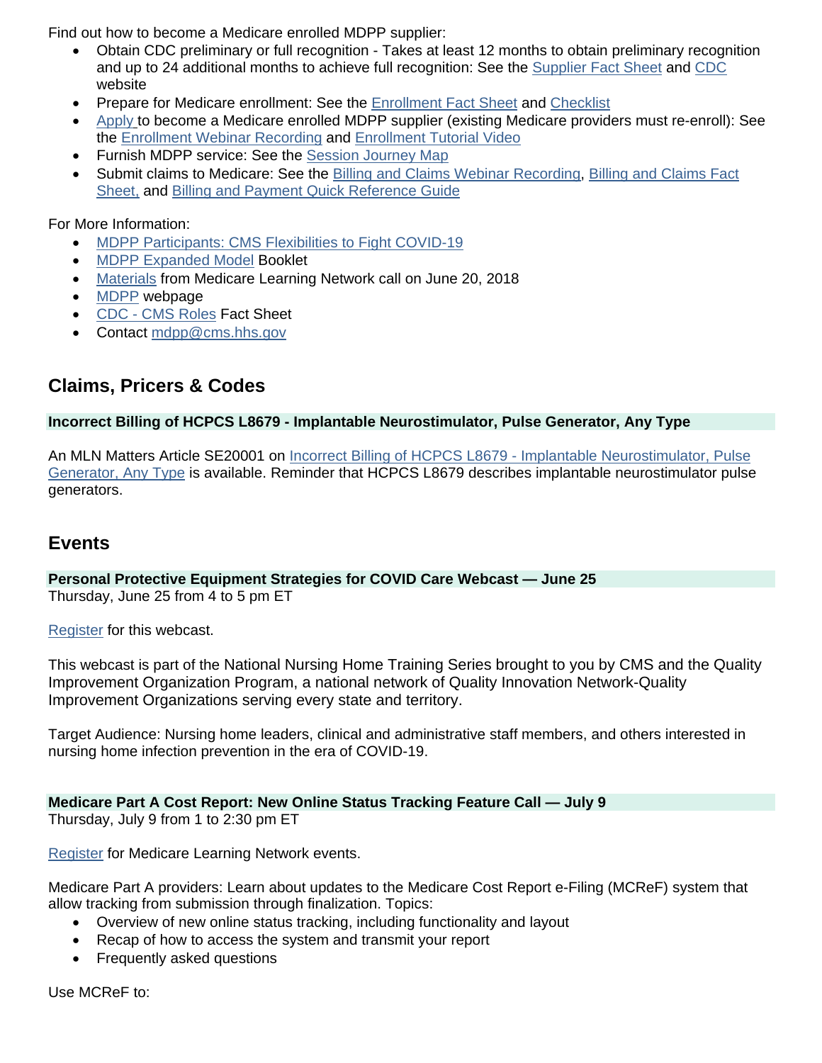Find out how to become a Medicare enrolled MDPP supplier:

- Obtain CDC preliminary or full recognition - Takes at least 12 months to obtain preliminary recognition and up to 24 additional months to achieve full recognition: See the Supplier Fact Sheet and CDC website
- Prepare for Medicare enrollment: See the Enrollment Fact Sheet and Checklist
- Apply to become a Medicare enrolled MDPP supplier (existing Medicare providers must re-enroll): See the Enrollment Webinar Recording and Enrollment Tutorial Video
- Furnish MDPP service: See the Session Journey Map
- Submit claims to Medicare: See the Billing and Claims Webinar Recording, Billing and Claims Fact Sheet, and Billing and Payment Quick Reference Guide

For More Information:

- MDPP Participants: CMS Flexibilities to Fight COVID-19
- MDPP Expanded Model Booklet
- Materials from Medicare Learning Network call on June 20, 2018
- MDPP webpage
- CDC - CMS Roles Fact Sheet
- Contact mdpp@cms.hhs.gov

## Claims, Pricers & Codes

### Incorrect Billing of HCPCS L8679 - Implantable Neurostimulator, Pulse Generator, Any Type

An MLN Matters Article SE20001 on Incorrect Billing of HCPCS L8679 - Implantable Neurostimulator, Pulse Generator, Any Type is available. Reminder that HCPCS L8679 describes implantable neurostimulator pulse generators.

## Events

### Personal Protective Equipment Strategies for COVID Care Webcast — June 25

Thursday, June 25 from 4 to 5 pm ET

Register for this webcast.

This webcast is part of the National Nursing Home Training Series brought to you by CMS and the Quality Improvement Organization Program, a national network of Quality Innovation Network-Quality Improvement Organizations serving every state and territory.

Target Audience: Nursing home leaders, clinical and administrative staff members, and others interested in nursing home infection prevention in the era of COVID-19.

### Medicare Part A Cost Report: New Online Status Tracking Feature Call — July 9

Thursday, July 9 from 1 to 2:30 pm ET

Register for Medicare Learning Network events.

Medicare Part A providers: Learn about updates to the Medicare Cost Report e-Filing (MCReF) system that allow tracking from submission through finalization. Topics:

- Overview of new online status tracking, including functionality and layout
- Recap of how to access the system and transmit your report
- Frequently asked questions

Use MCReF to: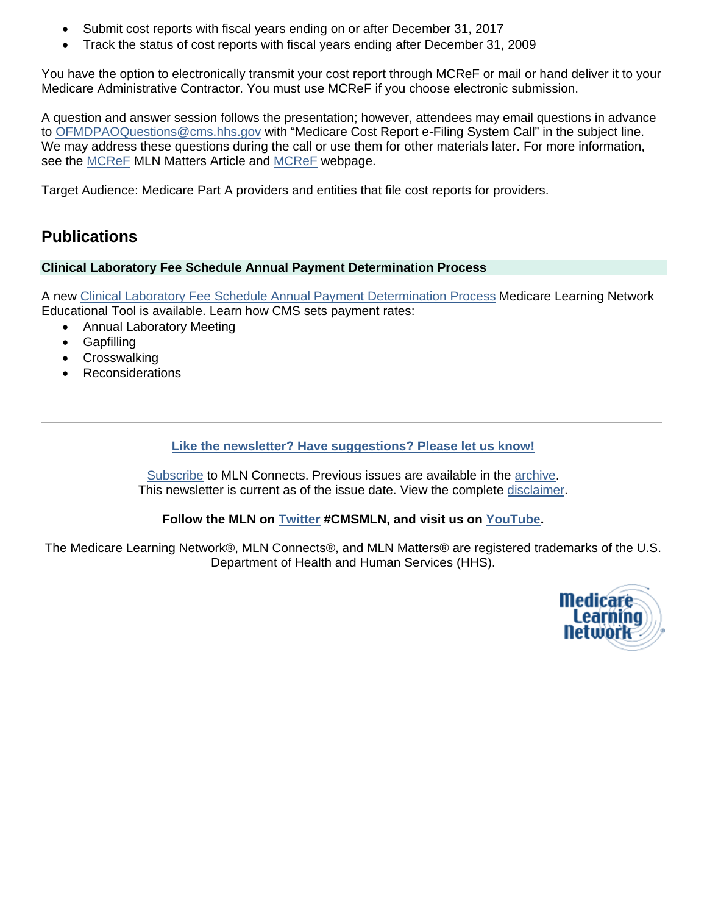- Submit cost reports with fiscal years ending on or after December 31, 2017
- Track the status of cost reports with fiscal years ending after December 31, 2009

You have the option to electronically transmit your cost report through MCReF or mail or hand deliver it to your Medicare Administrative Contractor. You must use MCReF if you choose electronic submission.

A question and answer session follows the presentation; however, attendees may email questions in advance to [OFMDPAOQuestions@cms.hhs.gov](mailto:OFMDPAOQuestions@cms.hhs.gov) with "Medicare Cost Report e-Filing System Call" in the subject line. We may address these questions during the call or use them for other materials later. For more information, see the [MCReF](#) MLN Matters Article and [MCReF](#) webpage.

Target Audience: Medicare Part A providers and entities that file cost reports for providers.

## Publications

### Clinical Laboratory Fee Schedule Annual Payment Determination Process

A new [Clinical Laboratory Fee Schedule Annual Payment Determination Process](#) Medicare Learning Network Educational Tool is available. Learn how CMS sets payment rates:

- Annual Laboratory Meeting
- Gapfilling
- Crosswalking
- Reconsiderations

---

**[Like the newsletter? Have suggestions? Please let us know!](#)**

[Subscribe](#) to MLN Connects. Previous issues are available in the [archive](#).
This newsletter is current as of the issue date. View the complete [disclaimer](#).

**Follow the MLN on [Twitter](#) #CMSMLN, and visit us on [YouTube](#).**

The Medicare Learning Network®, MLN Connects®, and MLN Matters® are registered trademarks of the U.S. Department of Health and Human Services (HHS).

Medicare Learning Network